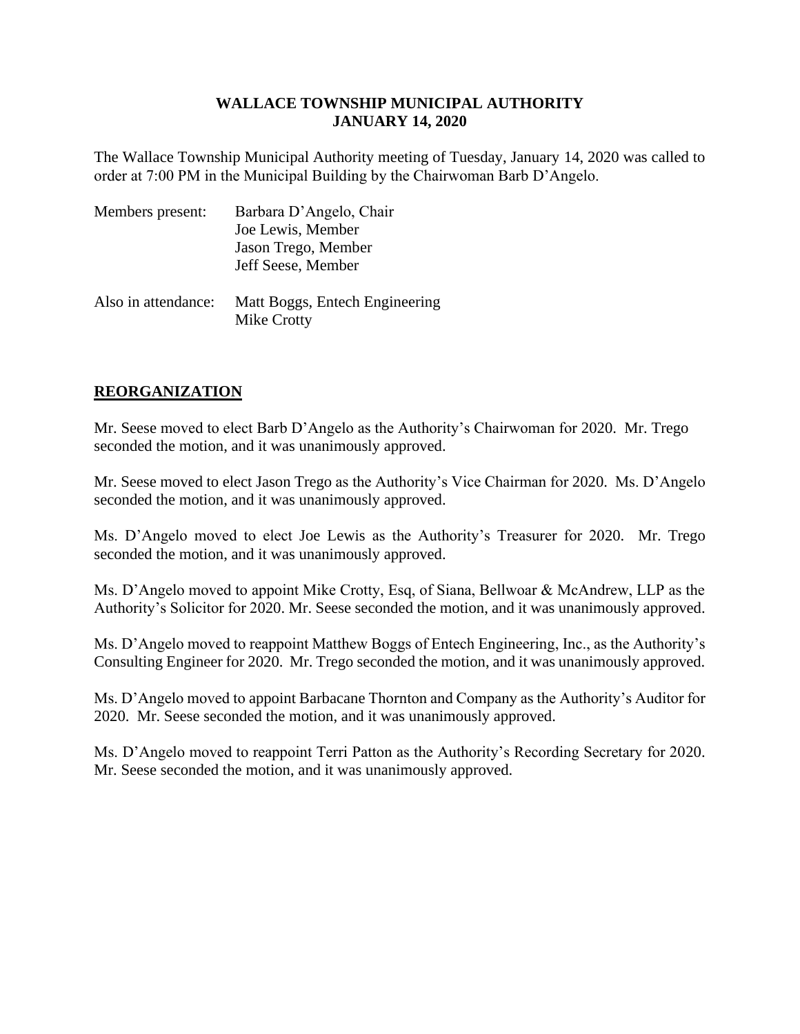# WALLACE TOWNSHIP MUNICIPAL AUTHORITY
# JANUARY 14, 2020

The Wallace Township Municipal Authority meeting of Tuesday, January 14, 2020 was called to order at 7:00 PM in the Municipal Building by the Chairwoman Barb D'Angelo.

Members present: Barbara D'Angelo, Chair
Joe Lewis, Member
Jason Trego, Member
Jeff Seese, Member

Also in attendance: Matt Boggs, Entech Engineering
Mike Crotty

## REORGANIZATION

Mr. Seese moved to elect Barb D'Angelo as the Authority's Chairwoman for 2020. Mr. Trego seconded the motion, and it was unanimously approved.

Mr. Seese moved to elect Jason Trego as the Authority's Vice Chairman for 2020. Ms. D'Angelo seconded the motion, and it was unanimously approved.

Ms. D'Angelo moved to elect Joe Lewis as the Authority's Treasurer for 2020. Mr. Trego seconded the motion, and it was unanimously approved.

Ms. D'Angelo moved to appoint Mike Crotty, Esq, of Siana, Bellwoar & McAndrew, LLP as the Authority's Solicitor for 2020. Mr. Seese seconded the motion, and it was unanimously approved.

Ms. D'Angelo moved to reappoint Matthew Boggs of Entech Engineering, Inc., as the Authority's Consulting Engineer for 2020. Mr. Trego seconded the motion, and it was unanimously approved.

Ms. D'Angelo moved to appoint Barbacane Thornton and Company as the Authority's Auditor for 2020. Mr. Seese seconded the motion, and it was unanimously approved.

Ms. D'Angelo moved to reappoint Terri Patton as the Authority's Recording Secretary for 2020. Mr. Seese seconded the motion, and it was unanimously approved.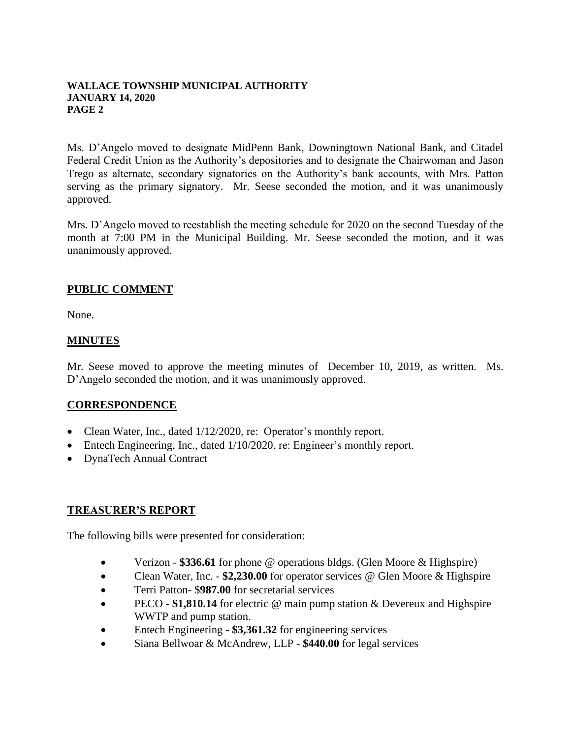Ms. D'Angelo moved to designate MidPenn Bank, Downingtown National Bank, and Citadel Federal Credit Union as the Authority's depositories and to designate the Chairwoman and Jason Trego as alternate, secondary signatories on the Authority's bank accounts, with Mrs. Patton serving as the primary signatory. Mr. Seese seconded the motion, and it was unanimously approved.

Mrs. D'Angelo moved to reestablish the meeting schedule for 2020 on the second Tuesday of the month at 7:00 PM in the Municipal Building. Mr. Seese seconded the motion, and it was unanimously approved.

## PUBLIC COMMENT

None.

## MINUTES

Mr. Seese moved to approve the meeting minutes of December 10, 2019, as written. Ms. D'Angelo seconded the motion, and it was unanimously approved.

## CORRESPONDENCE

- Clean Water, Inc., dated 1/12/2020, re: Operator's monthly report.
- Entech Engineering, Inc., dated 1/10/2020, re: Engineer's monthly report.
- DynaTech Annual Contract

## TREASURER'S REPORT

The following bills were presented for consideration:

- Verizon - **$336.61** for phone @ operations bldgs. (Glen Moore & Highspire)
- Clean Water, Inc. - **$2,230.00** for operator services @ Glen Moore & Highspire
- Terri Patton- $**987.00** for secretarial services
- PECO - **$1,810.14** for electric @ main pump station & Devereux and Highspire WWTP and pump station.
- Entech Engineering - **$3,361.32** for engineering services
- Siana Bellwoar & McAndrew, LLP - **$440.00** for legal services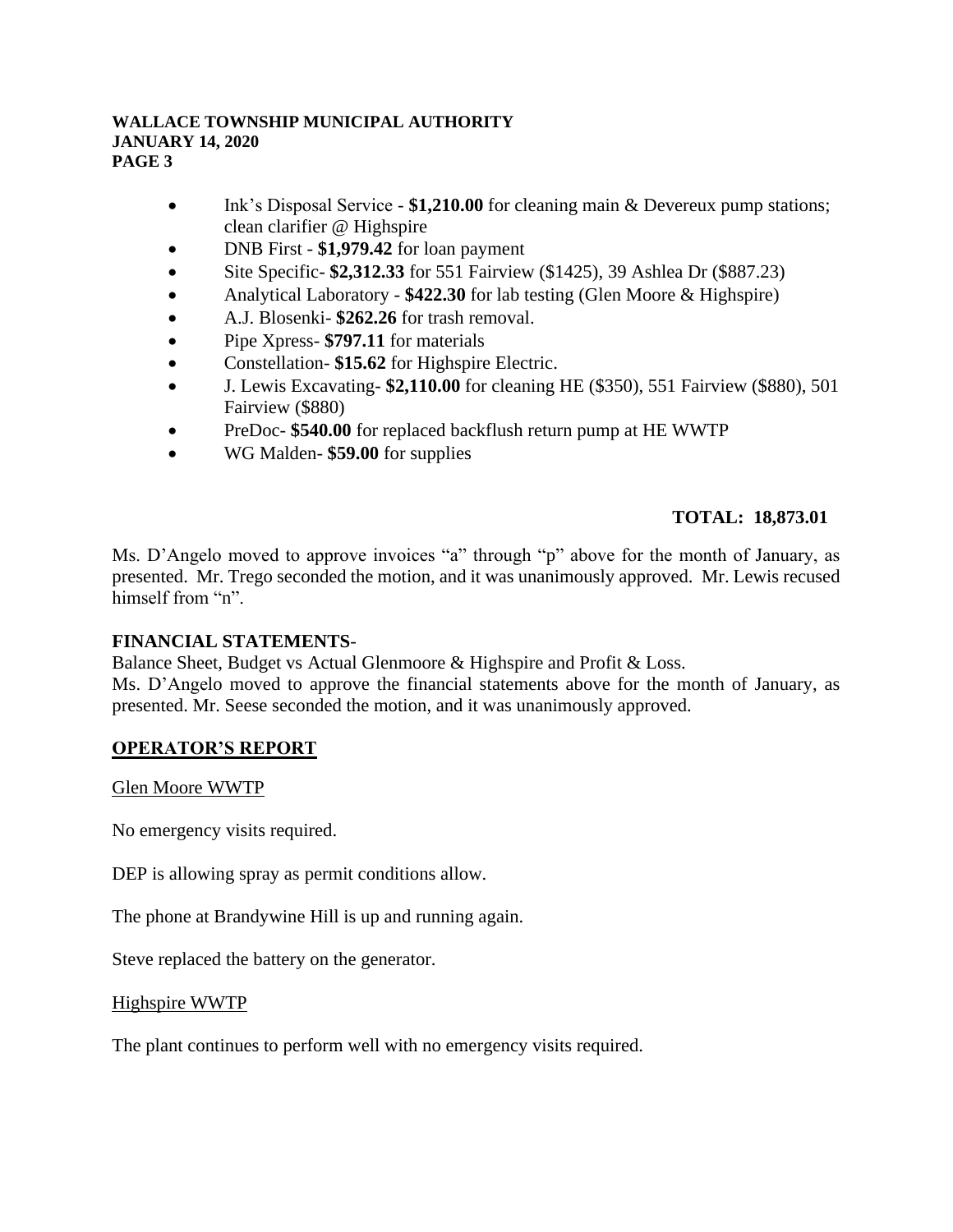- Ink's Disposal Service - **$1,210.00** for cleaning main & Devereux pump stations; clean clarifier @ Highspire
- DNB First - **$1,979.42** for loan payment
- Site Specific- **$2,312.33** for 551 Fairview ($1425), 39 Ashlea Dr ($887.23)
- Analytical Laboratory - **$422.30** for lab testing (Glen Moore & Highspire)
- A.J. Blosenki- **$262.26** for trash removal.
- Pipe Xpress- **$797.11** for materials
- Constellation- **$15.62** for Highspire Electric.
- J. Lewis Excavating- **$2,110.00** for cleaning HE ($350), 551 Fairview ($880), 501 Fairview ($880)
- PreDoc- **$540.00** for replaced backflush return pump at HE WWTP
- WG Malden- **$59.00** for supplies

**TOTAL: 18,873.01**

Ms. D'Angelo moved to approve invoices "a" through "p" above for the month of January, as presented. Mr. Trego seconded the motion, and it was unanimously approved. Mr. Lewis recused himself from "n".

**FINANCIAL STATEMENTS**-

Balance Sheet, Budget vs Actual Glenmoore & Highspire and Profit & Loss.

Ms. D'Angelo moved to approve the financial statements above for the month of January, as presented. Mr. Seese seconded the motion, and it was unanimously approved.

## OPERATOR'S REPORT

Glen Moore WWTP

No emergency visits required.

DEP is allowing spray as permit conditions allow.

The phone at Brandywine Hill is up and running again.

Steve replaced the battery on the generator.

Highspire WWTP

The plant continues to perform well with no emergency visits required.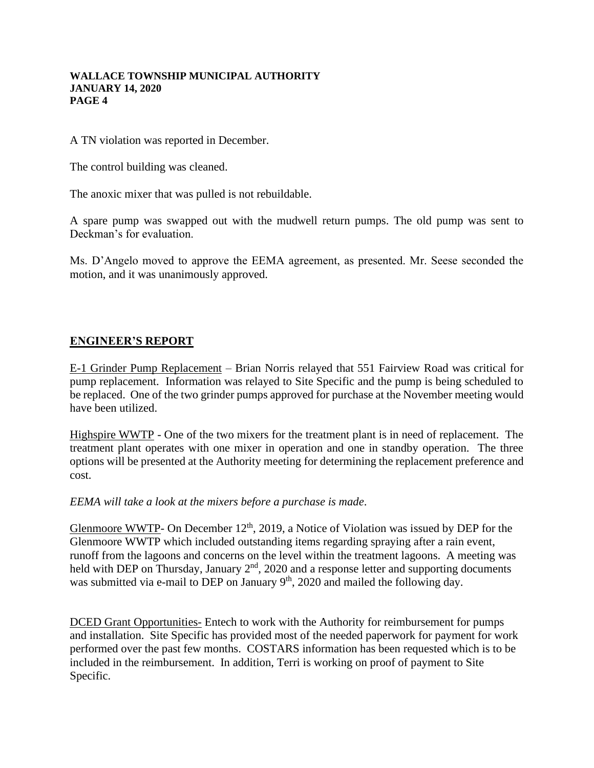A TN violation was reported in December.

The control building was cleaned.

The anoxic mixer that was pulled is not rebuildable.

A spare pump was swapped out with the mudwell return pumps. The old pump was sent to Deckman's for evaluation.

Ms. D'Angelo moved to approve the EEMA agreement, as presented. Mr. Seese seconded the motion, and it was unanimously approved.

## ENGINEER'S REPORT

E-1 Grinder Pump Replacement – Brian Norris relayed that 551 Fairview Road was critical for pump replacement. Information was relayed to Site Specific and the pump is being scheduled to be replaced. One of the two grinder pumps approved for purchase at the November meeting would have been utilized.

Highspire WWTP - One of the two mixers for the treatment plant is in need of replacement. The treatment plant operates with one mixer in operation and one in standby operation. The three options will be presented at the Authority meeting for determining the replacement preference and cost.

*EEMA will take a look at the mixers before a purchase is made.*

Glenmoore WWTP- On December 12th, 2019, a Notice of Violation was issued by DEP for the Glenmoore WWTP which included outstanding items regarding spraying after a rain event, runoff from the lagoons and concerns on the level within the treatment lagoons. A meeting was held with DEP on Thursday, January 2nd, 2020 and a response letter and supporting documents was submitted via e-mail to DEP on January 9th, 2020 and mailed the following day.

DCED Grant Opportunities- Entech to work with the Authority for reimbursement for pumps and installation. Site Specific has provided most of the needed paperwork for payment for work performed over the past few months. COSTARS information has been requested which is to be included in the reimbursement. In addition, Terri is working on proof of payment to Site Specific.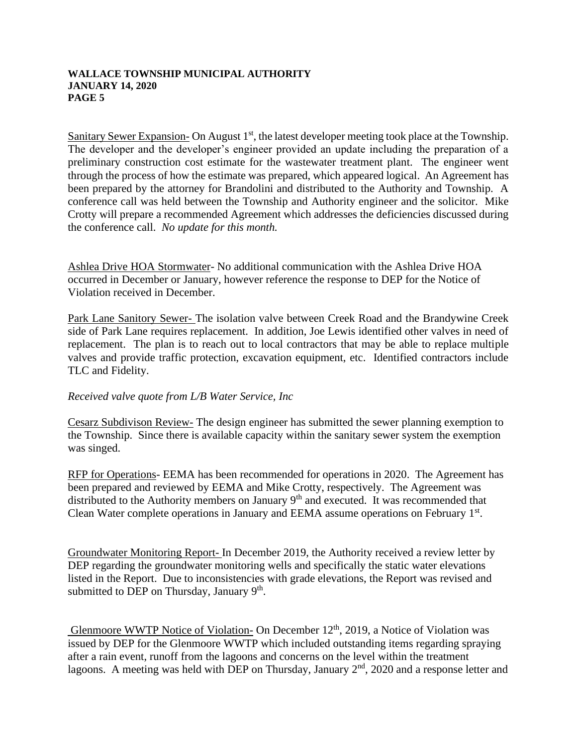Sanitary Sewer Expansion- On August 1st, the latest developer meeting took place at the Township. The developer and the developer's engineer provided an update including the preparation of a preliminary construction cost estimate for the wastewater treatment plant. The engineer went through the process of how the estimate was prepared, which appeared logical. An Agreement has been prepared by the attorney for Brandolini and distributed to the Authority and Township. A conference call was held between the Township and Authority engineer and the solicitor. Mike Crotty will prepare a recommended Agreement which addresses the deficiencies discussed during the conference call. *No update for this month.*

Ashlea Drive HOA Stormwater- No additional communication with the Ashlea Drive HOA occurred in December or January, however reference the response to DEP for the Notice of Violation received in December.

Park Lane Sanitory Sewer- The isolation valve between Creek Road and the Brandywine Creek side of Park Lane requires replacement. In addition, Joe Lewis identified other valves in need of replacement. The plan is to reach out to local contractors that may be able to replace multiple valves and provide traffic protection, excavation equipment, etc. Identified contractors include TLC and Fidelity.

*Received valve quote from L/B Water Service, Inc*

Cesarz Subdivison Review- The design engineer has submitted the sewer planning exemption to the Township. Since there is available capacity within the sanitary sewer system the exemption was singed.

RFP for Operations- EEMA has been recommended for operations in 2020. The Agreement has been prepared and reviewed by EEMA and Mike Crotty, respectively. The Agreement was distributed to the Authority members on January 9th and executed. It was recommended that Clean Water complete operations in January and EEMA assume operations on February 1st.

Groundwater Monitoring Report- In December 2019, the Authority received a review letter by DEP regarding the groundwater monitoring wells and specifically the static water elevations listed in the Report. Due to inconsistencies with grade elevations, the Report was revised and submitted to DEP on Thursday, January 9th.

Glenmoore WWTP Notice of Violation- On December 12th, 2019, a Notice of Violation was issued by DEP for the Glenmoore WWTP which included outstanding items regarding spraying after a rain event, runoff from the lagoons and concerns on the level within the treatment lagoons. A meeting was held with DEP on Thursday, January 2nd, 2020 and a response letter and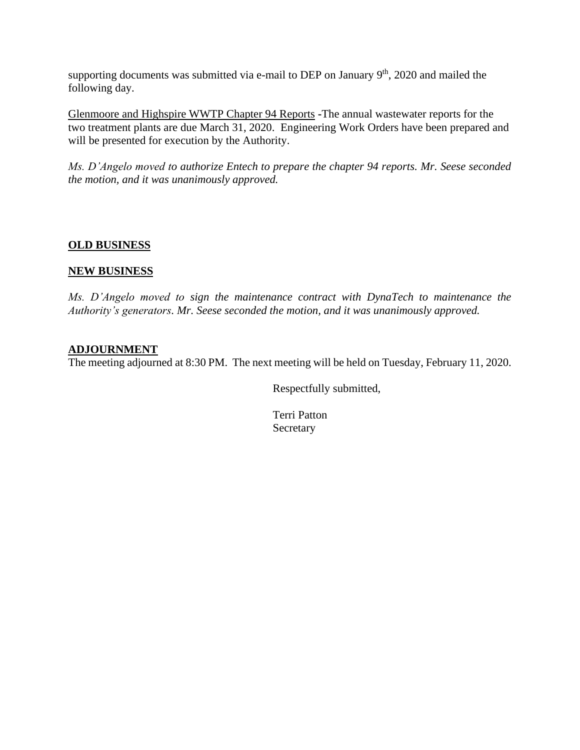supporting documents was submitted via e-mail to DEP on January 9th, 2020 and mailed the following day.

Glenmoore and Highspire WWTP Chapter 94 Reports -The annual wastewater reports for the two treatment plants are due March 31, 2020. Engineering Work Orders have been prepared and will be presented for execution by the Authority.

*Ms. D'Angelo moved to authorize Entech to prepare the chapter 94 reports. Mr. Seese seconded the motion, and it was unanimously approved.*

**OLD BUSINESS**

**NEW BUSINESS**

*Ms. D'Angelo moved to sign the maintenance contract with DynaTech to maintenance the Authority's generators. Mr. Seese seconded the motion, and it was unanimously approved.*

**ADJOURNMENT**

The meeting adjourned at 8:30 PM. The next meeting will be held on Tuesday, February 11, 2020.

Respectfully submitted,

Terri Patton
Secretary